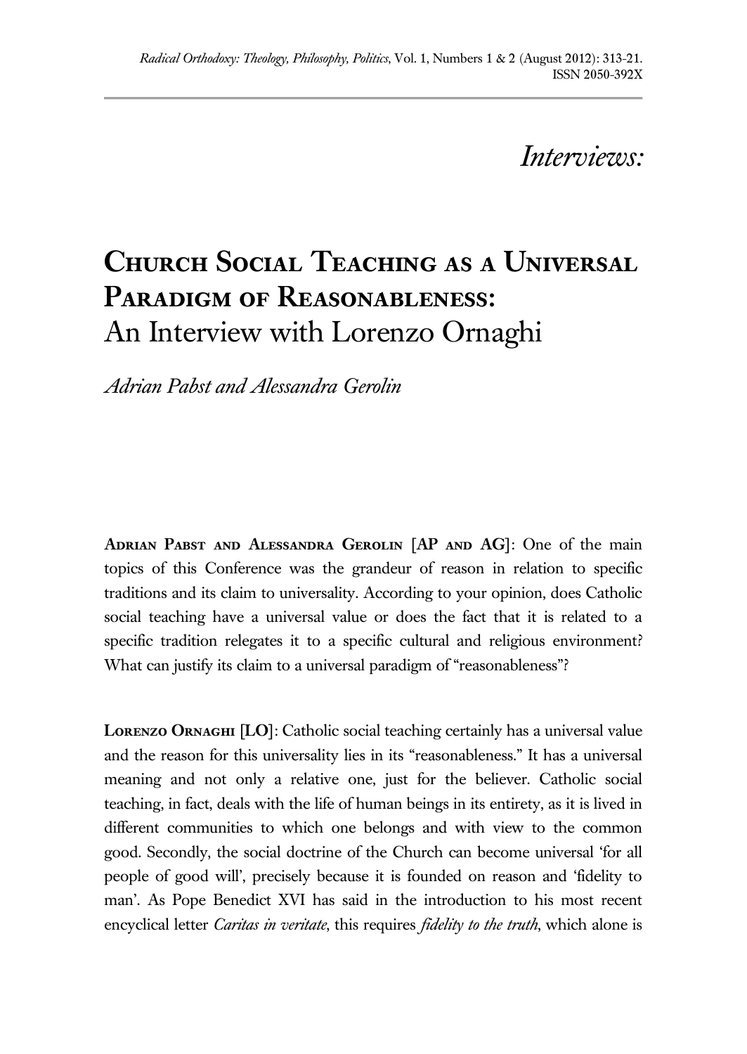*Interviews:*

# Church Social Teaching as a Universal Paradigm of Reasonableness: An Interview with Lorenzo Ornaghi

*Adrian Pabst and Alessandra Gerolin*

**Adrian Pabst and Alessandra Gerolin** [**AP and AG**]: One of the main topics of this Conference was the grandeur of reason in relation to specific traditions and its claim to universality. According to your opinion, does Catholic social teaching have a universal value or does the fact that it is related to a specific tradition relegates it to a specific cultural and religious environment? What can justify its claim to a universal paradigm of "reasonableness"?

**Lorenzo Ornaghi** [**LO**]: Catholic social teaching certainly has a universal value and the reason for this universality lies in its "reasonableness." It has a universal meaning and not only a relative one, just for the believer. Catholic social teaching, in fact, deals with the life of human beings in its entirety, as it is lived in different communities to which one belongs and with view to the common good. Secondly, the social doctrine of the Church can become universal 'for all people of good will', precisely because it is founded on reason and 'fidelity to man'. As Pope Benedict XVI has said in the introduction to his most recent encyclical letter *Caritas in veritate*, this requires *fidelity to the truth*, which alone is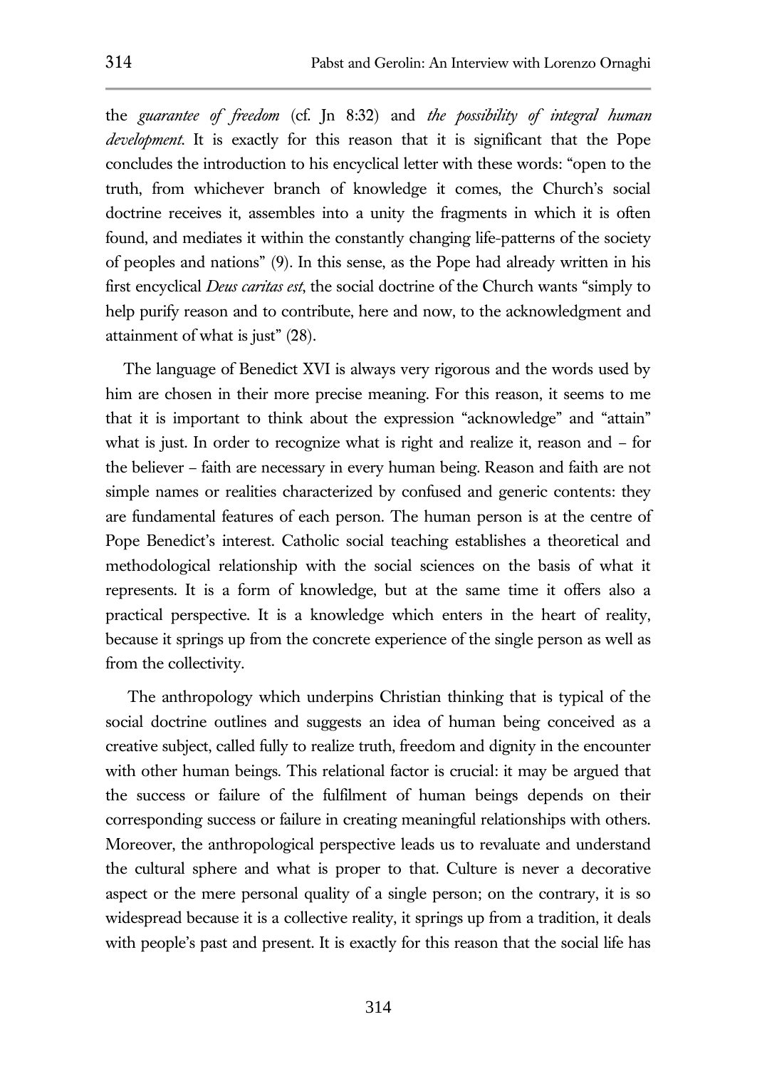the *guarantee of freedom* (cf. Jn 8:32) and *the possibility of integral human development*. It is exactly for this reason that it is significant that the Pope concludes the introduction to his encyclical letter with these words: "open to the truth, from whichever branch of knowledge it comes, the Church's social doctrine receives it, assembles into a unity the fragments in which it is often found, and mediates it within the constantly changing life-patterns of the society of peoples and nations" (9). In this sense, as the Pope had already written in his first encyclical *Deus caritas est*, the social doctrine of the Church wants "simply to help purify reason and to contribute, here and now, to the acknowledgment and attainment of what is just" (28).

The language of Benedict XVI is always very rigorous and the words used by him are chosen in their more precise meaning. For this reason, it seems to me that it is important to think about the expression "acknowledge" and "attain" what is just. In order to recognize what is right and realize it, reason and – for the believer – faith are necessary in every human being. Reason and faith are not simple names or realities characterized by confused and generic contents: they are fundamental features of each person. The human person is at the centre of Pope Benedict's interest. Catholic social teaching establishes a theoretical and methodological relationship with the social sciences on the basis of what it represents. It is a form of knowledge, but at the same time it offers also a practical perspective. It is a knowledge which enters in the heart of reality, because it springs up from the concrete experience of the single person as well as from the collectivity.

The anthropology which underpins Christian thinking that is typical of the social doctrine outlines and suggests an idea of human being conceived as a creative subject, called fully to realize truth, freedom and dignity in the encounter with other human beings. This relational factor is crucial: it may be argued that the success or failure of the fulfilment of human beings depends on their corresponding success or failure in creating meaningful relationships with others. Moreover, the anthropological perspective leads us to revaluate and understand the cultural sphere and what is proper to that. Culture is never a decorative aspect or the mere personal quality of a single person; on the contrary, it is so widespread because it is a collective reality, it springs up from a tradition, it deals with people's past and present. It is exactly for this reason that the social life has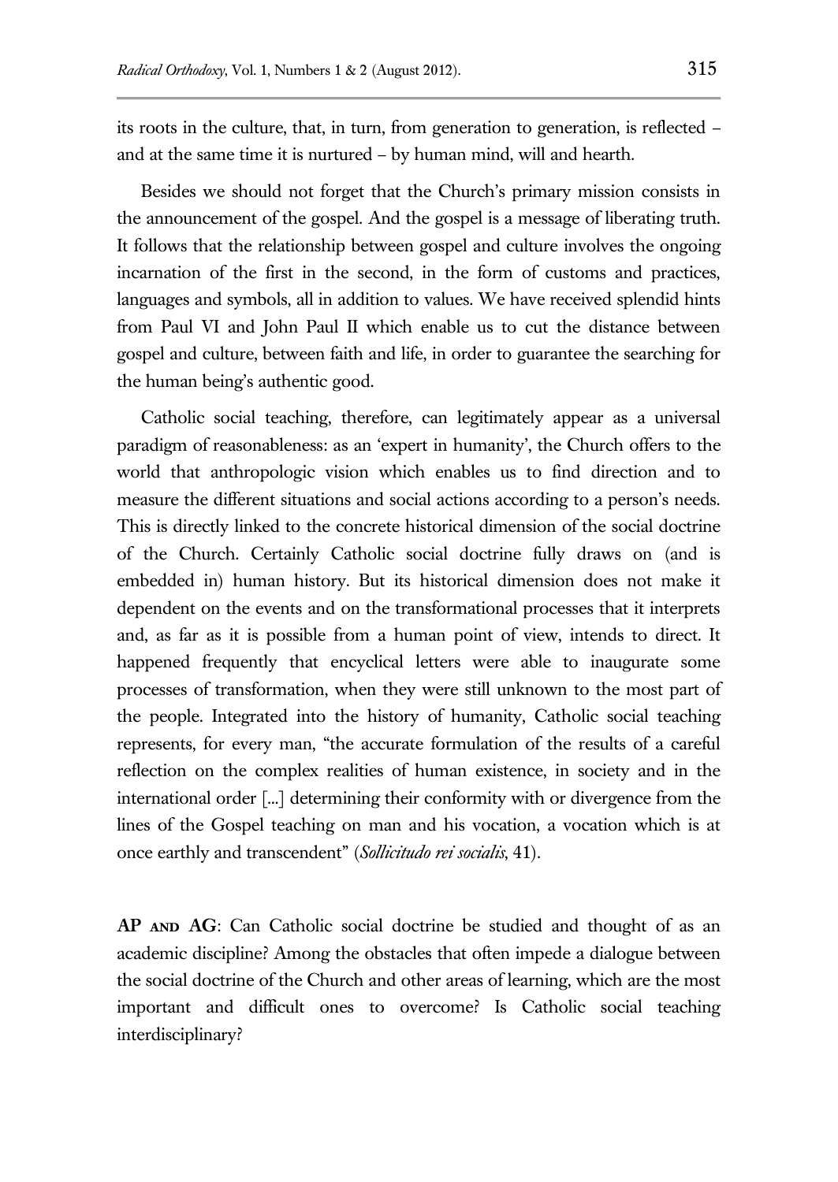its roots in the culture, that, in turn, from generation to generation, is reflected – and at the same time it is nurtured – by human mind, will and hearth.

Besides we should not forget that the Church's primary mission consists in the announcement of the gospel. And the gospel is a message of liberating truth. It follows that the relationship between gospel and culture involves the ongoing incarnation of the first in the second, in the form of customs and practices, languages and symbols, all in addition to values. We have received splendid hints from Paul VI and John Paul II which enable us to cut the distance between gospel and culture, between faith and life, in order to guarantee the searching for the human being's authentic good.

Catholic social teaching, therefore, can legitimately appear as a universal paradigm of reasonableness: as an 'expert in humanity', the Church offers to the world that anthropologic vision which enables us to find direction and to measure the different situations and social actions according to a person's needs. This is directly linked to the concrete historical dimension of the social doctrine of the Church. Certainly Catholic social doctrine fully draws on (and is embedded in) human history. But its historical dimension does not make it dependent on the events and on the transformational processes that it interprets and, as far as it is possible from a human point of view, intends to direct. It happened frequently that encyclical letters were able to inaugurate some processes of transformation, when they were still unknown to the most part of the people. Integrated into the history of humanity, Catholic social teaching represents, for every man, "the accurate formulation of the results of a careful reflection on the complex realities of human existence, in society and in the international order [...] determining their conformity with or divergence from the lines of the Gospel teaching on man and his vocation, a vocation which is at once earthly and transcendent" (*Sollicitudo rei socialis*, 41).

**AP AND AG**: Can Catholic social doctrine be studied and thought of as an academic discipline? Among the obstacles that often impede a dialogue between the social doctrine of the Church and other areas of learning, which are the most important and difficult ones to overcome? Is Catholic social teaching interdisciplinary?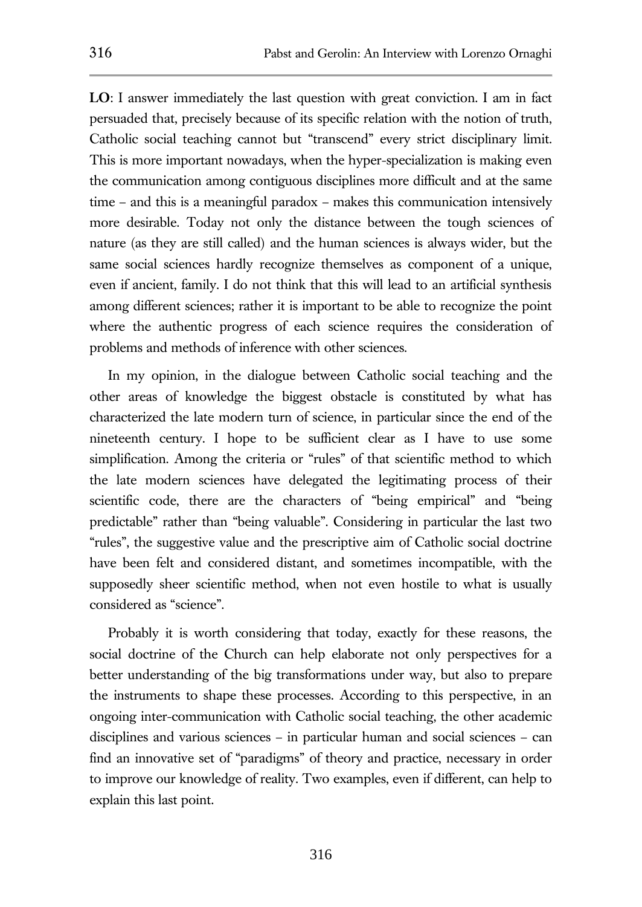**LO**: I answer immediately the last question with great conviction. I am in fact persuaded that, precisely because of its specific relation with the notion of truth, Catholic social teaching cannot but "transcend" every strict disciplinary limit. This is more important nowadays, when the hyper-specialization is making even the communication among contiguous disciplines more difficult and at the same time – and this is a meaningful paradox – makes this communication intensively more desirable. Today not only the distance between the tough sciences of nature (as they are still called) and the human sciences is always wider, but the same social sciences hardly recognize themselves as component of a unique, even if ancient, family. I do not think that this will lead to an artificial synthesis among different sciences; rather it is important to be able to recognize the point where the authentic progress of each science requires the consideration of problems and methods of inference with other sciences.

In my opinion, in the dialogue between Catholic social teaching and the other areas of knowledge the biggest obstacle is constituted by what has characterized the late modern turn of science, in particular since the end of the nineteenth century. I hope to be sufficient clear as I have to use some simplification. Among the criteria or "rules" of that scientific method to which the late modern sciences have delegated the legitimating process of their scientific code, there are the characters of "being empirical" and "being predictable" rather than "being valuable". Considering in particular the last two "rules", the suggestive value and the prescriptive aim of Catholic social doctrine have been felt and considered distant, and sometimes incompatible, with the supposedly sheer scientific method, when not even hostile to what is usually considered as "science".

Probably it is worth considering that today, exactly for these reasons, the social doctrine of the Church can help elaborate not only perspectives for a better understanding of the big transformations under way, but also to prepare the instruments to shape these processes. According to this perspective, in an ongoing inter-communication with Catholic social teaching, the other academic disciplines and various sciences – in particular human and social sciences – can find an innovative set of "paradigms" of theory and practice, necessary in order to improve our knowledge of reality. Two examples, even if different, can help to explain this last point.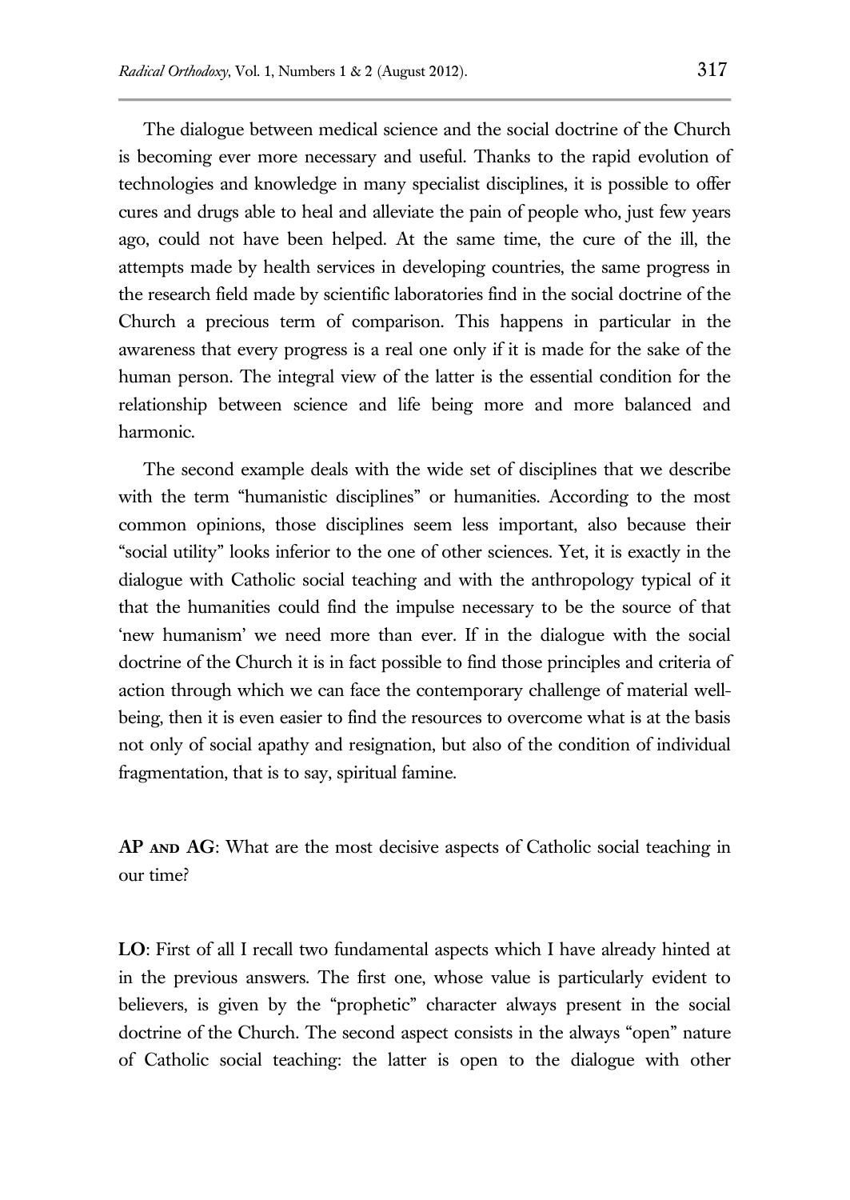The dialogue between medical science and the social doctrine of the Church is becoming ever more necessary and useful. Thanks to the rapid evolution of technologies and knowledge in many specialist disciplines, it is possible to offer cures and drugs able to heal and alleviate the pain of people who, just few years ago, could not have been helped. At the same time, the cure of the ill, the attempts made by health services in developing countries, the same progress in the research field made by scientific laboratories find in the social doctrine of the Church a precious term of comparison. This happens in particular in the awareness that every progress is a real one only if it is made for the sake of the human person. The integral view of the latter is the essential condition for the relationship between science and life being more and more balanced and harmonic.

The second example deals with the wide set of disciplines that we describe with the term "humanistic disciplines" or humanities. According to the most common opinions, those disciplines seem less important, also because their "social utility" looks inferior to the one of other sciences. Yet, it is exactly in the dialogue with Catholic social teaching and with the anthropology typical of it that the humanities could find the impulse necessary to be the source of that 'new humanism' we need more than ever. If in the dialogue with the social doctrine of the Church it is in fact possible to find those principles and criteria of action through which we can face the contemporary challenge of material well-being, then it is even easier to find the resources to overcome what is at the basis not only of social apathy and resignation, but also of the condition of individual fragmentation, that is to say, spiritual famine.

**AP AND AG**: What are the most decisive aspects of Catholic social teaching in our time?

**LO**: First of all I recall two fundamental aspects which I have already hinted at in the previous answers. The first one, whose value is particularly evident to believers, is given by the "prophetic" character always present in the social doctrine of the Church. The second aspect consists in the always "open" nature of Catholic social teaching: the latter is open to the dialogue with other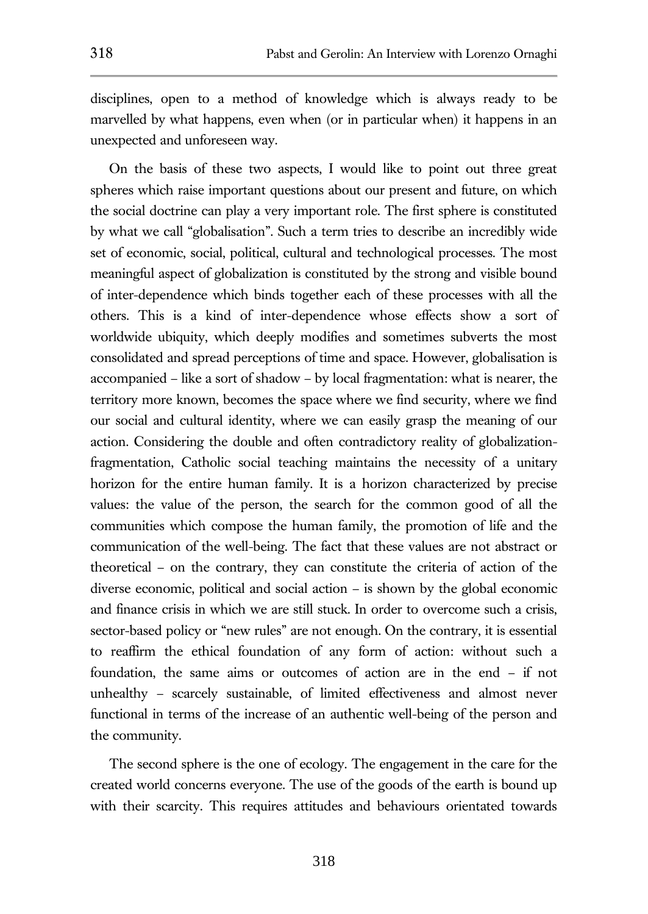disciplines, open to a method of knowledge which is always ready to be marvelled by what happens, even when (or in particular when) it happens in an unexpected and unforeseen way.

On the basis of these two aspects, I would like to point out three great spheres which raise important questions about our present and future, on which the social doctrine can play a very important role. The first sphere is constituted by what we call "globalisation". Such a term tries to describe an incredibly wide set of economic, social, political, cultural and technological processes. The most meaningful aspect of globalization is constituted by the strong and visible bound of inter-dependence which binds together each of these processes with all the others. This is a kind of inter-dependence whose effects show a sort of worldwide ubiquity, which deeply modifies and sometimes subverts the most consolidated and spread perceptions of time and space. However, globalisation is accompanied – like a sort of shadow – by local fragmentation: what is nearer, the territory more known, becomes the space where we find security, where we find our social and cultural identity, where we can easily grasp the meaning of our action. Considering the double and often contradictory reality of globalization-fragmentation, Catholic social teaching maintains the necessity of a unitary horizon for the entire human family. It is a horizon characterized by precise values: the value of the person, the search for the common good of all the communities which compose the human family, the promotion of life and the communication of the well-being. The fact that these values are not abstract or theoretical – on the contrary, they can constitute the criteria of action of the diverse economic, political and social action – is shown by the global economic and finance crisis in which we are still stuck. In order to overcome such a crisis, sector-based policy or "new rules" are not enough. On the contrary, it is essential to reaffirm the ethical foundation of any form of action: without such a foundation, the same aims or outcomes of action are in the end – if not unhealthy – scarcely sustainable, of limited effectiveness and almost never functional in terms of the increase of an authentic well-being of the person and the community.

The second sphere is the one of ecology. The engagement in the care for the created world concerns everyone. The use of the goods of the earth is bound up with their scarcity. This requires attitudes and behaviours orientated towards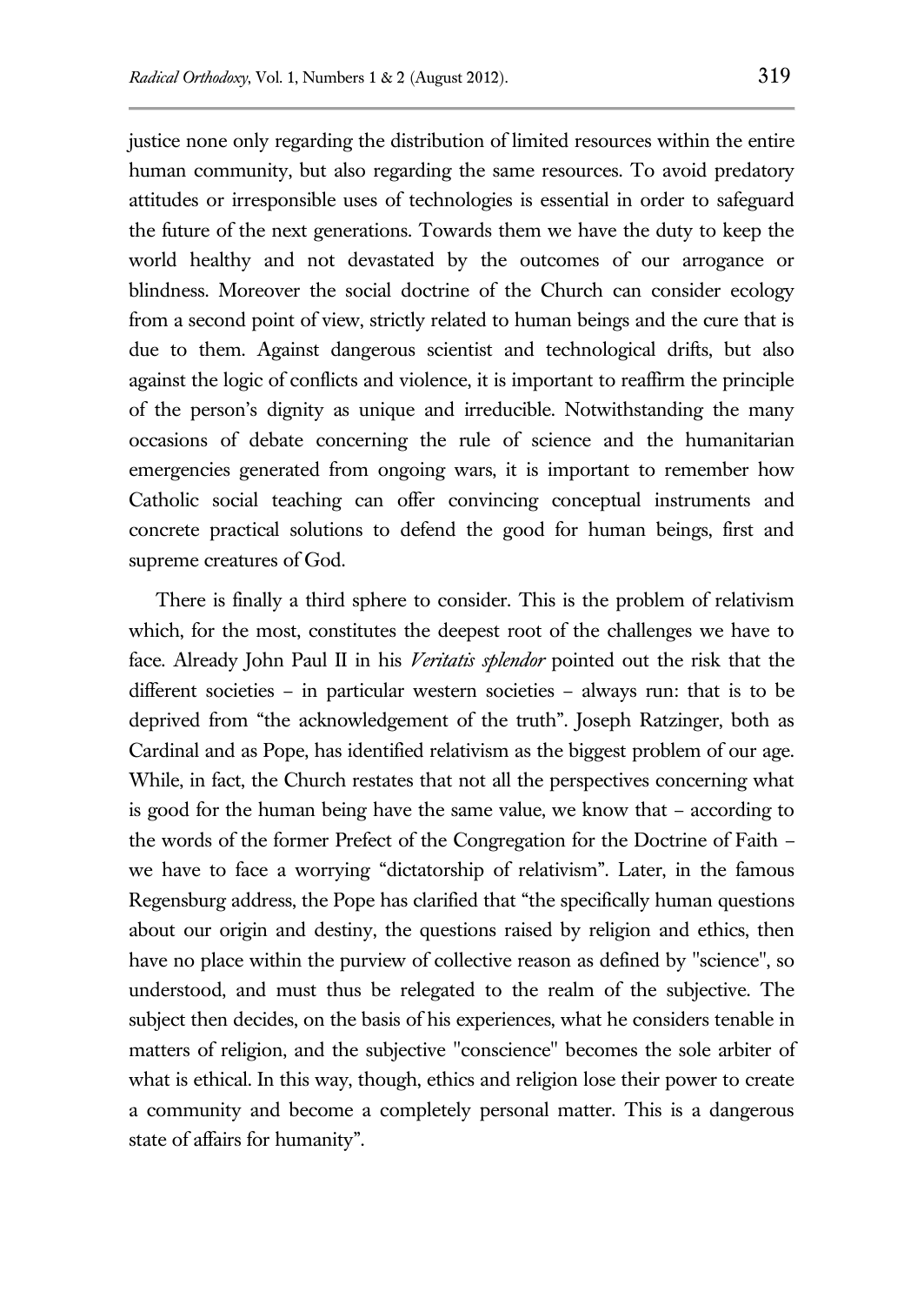justice none only regarding the distribution of limited resources within the entire human community, but also regarding the same resources. To avoid predatory attitudes or irresponsible uses of technologies is essential in order to safeguard the future of the next generations. Towards them we have the duty to keep the world healthy and not devastated by the outcomes of our arrogance or blindness. Moreover the social doctrine of the Church can consider ecology from a second point of view, strictly related to human beings and the cure that is due to them. Against dangerous scientist and technological drifts, but also against the logic of conflicts and violence, it is important to reaffirm the principle of the person's dignity as unique and irreducible. Notwithstanding the many occasions of debate concerning the rule of science and the humanitarian emergencies generated from ongoing wars, it is important to remember how Catholic social teaching can offer convincing conceptual instruments and concrete practical solutions to defend the good for human beings, first and supreme creatures of God.

There is finally a third sphere to consider. This is the problem of relativism which, for the most, constitutes the deepest root of the challenges we have to face. Already John Paul II in his *Veritatis splendor* pointed out the risk that the different societies – in particular western societies – always run: that is to be deprived from "the acknowledgement of the truth". Joseph Ratzinger, both as Cardinal and as Pope, has identified relativism as the biggest problem of our age. While, in fact, the Church restates that not all the perspectives concerning what is good for the human being have the same value, we know that – according to the words of the former Prefect of the Congregation for the Doctrine of Faith – we have to face a worrying "dictatorship of relativism". Later, in the famous Regensburg address, the Pope has clarified that "the specifically human questions about our origin and destiny, the questions raised by religion and ethics, then have no place within the purview of collective reason as defined by "science", so understood, and must thus be relegated to the realm of the subjective. The subject then decides, on the basis of his experiences, what he considers tenable in matters of religion, and the subjective "conscience" becomes the sole arbiter of what is ethical. In this way, though, ethics and religion lose their power to create a community and become a completely personal matter. This is a dangerous state of affairs for humanity".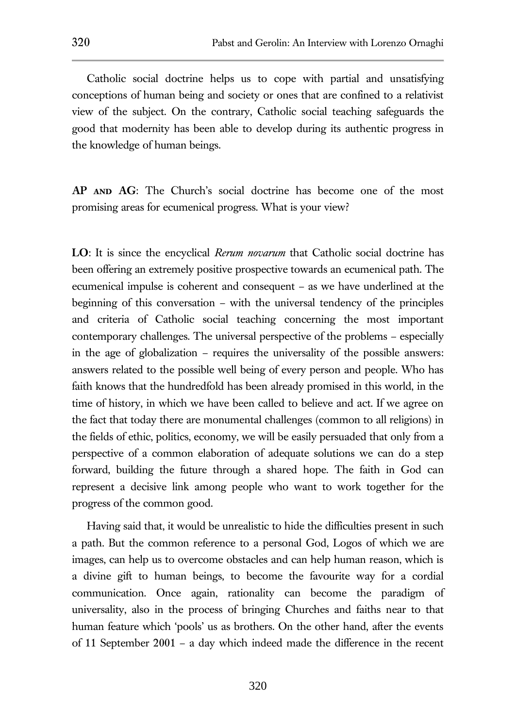Catholic social doctrine helps us to cope with partial and unsatisfying conceptions of human being and society or ones that are confined to a relativist view of the subject. On the contrary, Catholic social teaching safeguards the good that modernity has been able to develop during its authentic progress in the knowledge of human beings.

**AP AND AG**: The Church's social doctrine has become one of the most promising areas for ecumenical progress. What is your view?

**LO**: It is since the encyclical *Rerum novarum* that Catholic social doctrine has been offering an extremely positive prospective towards an ecumenical path. The ecumenical impulse is coherent and consequent – as we have underlined at the beginning of this conversation – with the universal tendency of the principles and criteria of Catholic social teaching concerning the most important contemporary challenges. The universal perspective of the problems – especially in the age of globalization – requires the universality of the possible answers: answers related to the possible well being of every person and people. Who has faith knows that the hundredfold has been already promised in this world, in the time of history, in which we have been called to believe and act. If we agree on the fact that today there are monumental challenges (common to all religions) in the fields of ethic, politics, economy, we will be easily persuaded that only from a perspective of a common elaboration of adequate solutions we can do a step forward, building the future through a shared hope. The faith in God can represent a decisive link among people who want to work together for the progress of the common good.

Having said that, it would be unrealistic to hide the difficulties present in such a path. But the common reference to a personal God, Logos of which we are images, can help us to overcome obstacles and can help human reason, which is a divine gift to human beings, to become the favourite way for a cordial communication. Once again, rationality can become the paradigm of universality, also in the process of bringing Churches and faiths near to that human feature which 'pools' us as brothers. On the other hand, after the events of 11 September 2001 – a day which indeed made the difference in the recent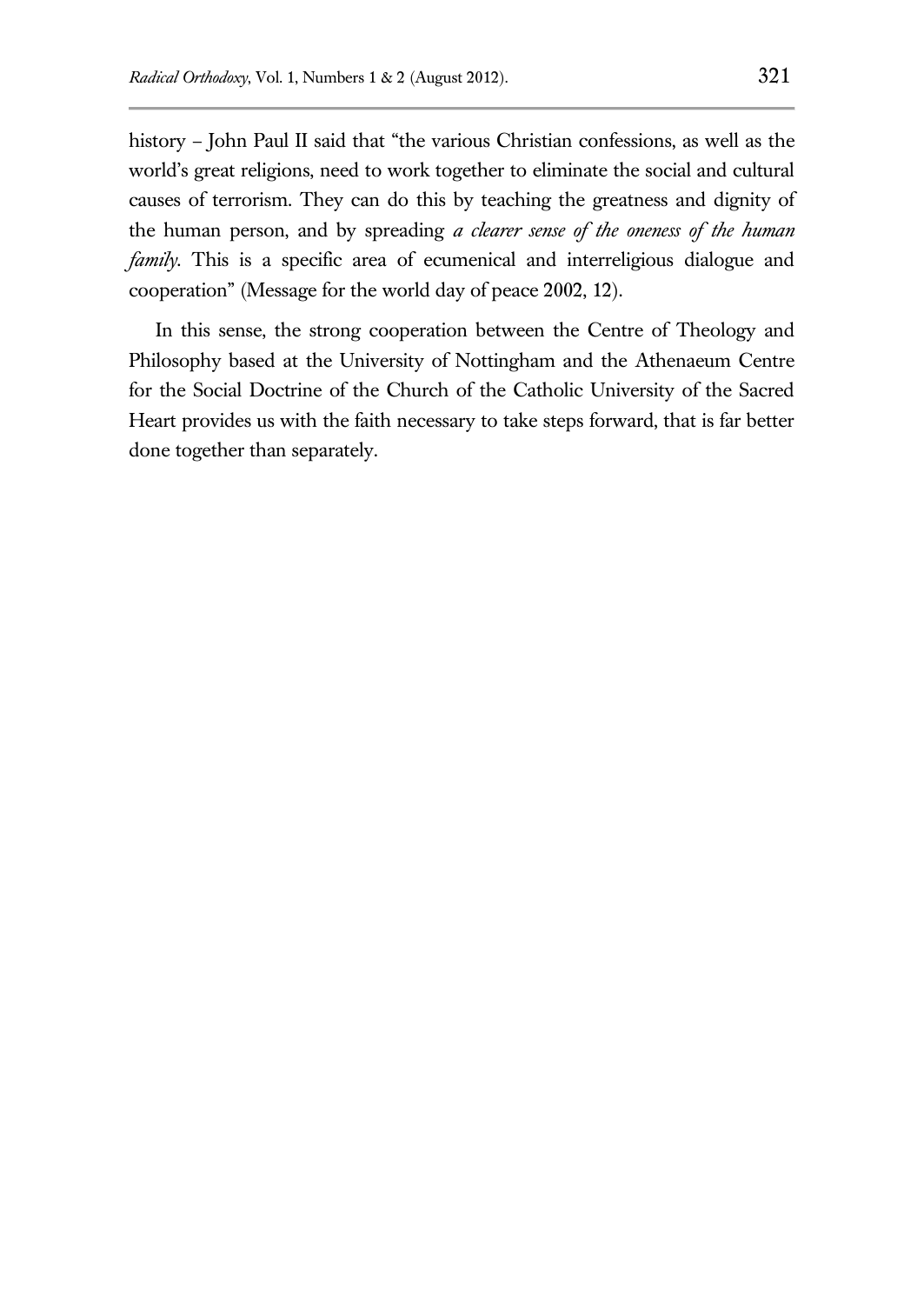history – John Paul II said that "the various Christian confessions, as well as the world's great religions, need to work together to eliminate the social and cultural causes of terrorism. They can do this by teaching the greatness and dignity of the human person, and by spreading *a clearer sense of the oneness of the human family*. This is a specific area of ecumenical and interreligious dialogue and cooperation" (Message for the world day of peace 2002, 12).

In this sense, the strong cooperation between the Centre of Theology and Philosophy based at the University of Nottingham and the Athenaeum Centre for the Social Doctrine of the Church of the Catholic University of the Sacred Heart provides us with the faith necessary to take steps forward, that is far better done together than separately.